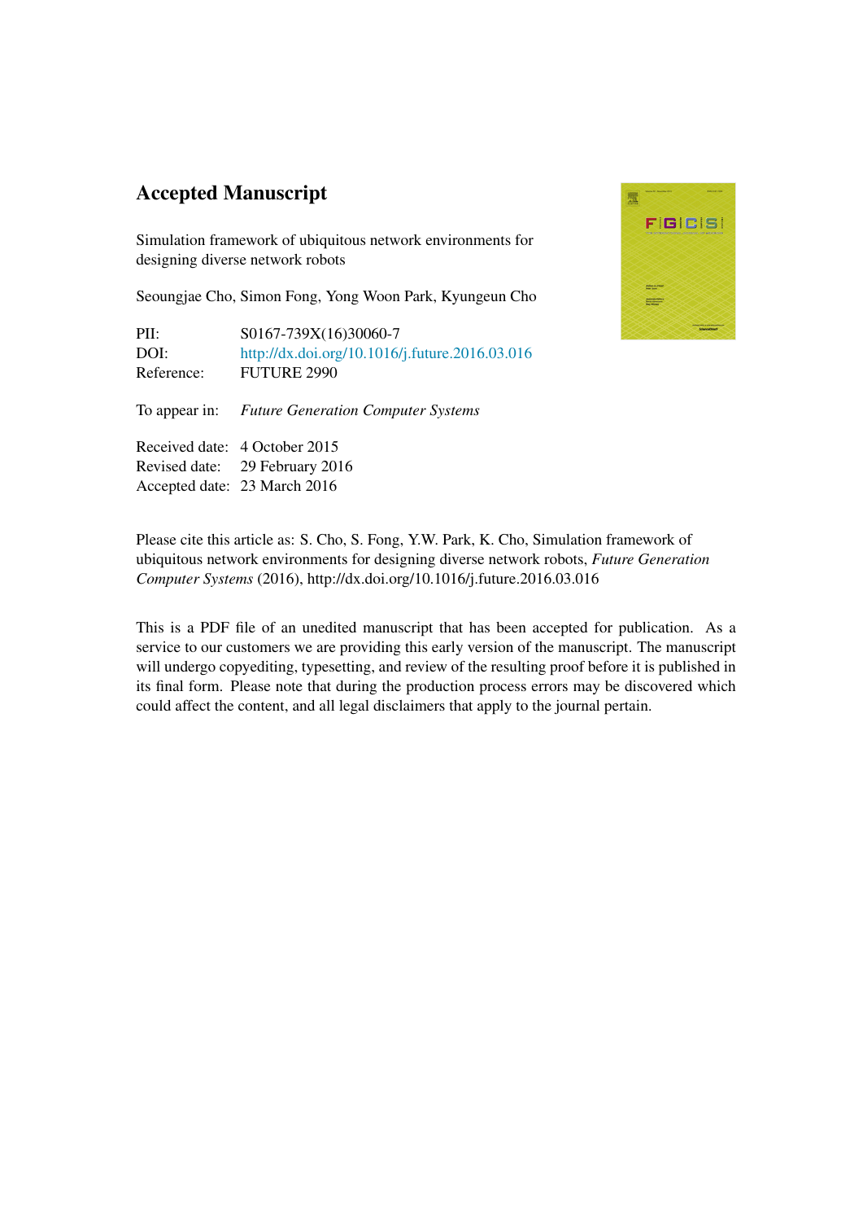# Accepted Manuscript

Simulation framework of ubiquitous network environments for designing diverse network robots

Seoungjae Cho, Simon Fong, Yong Woon Park, Kyungeun Cho

PII: S0167-739X(16)30060-7
DOI: http://dx.doi.org/10.1016/j.future.2016.03.016
Reference: FUTURE 2990

To appear in: *Future Generation Computer Systems*

Received date: 4 October 2015
Revised date: 29 February 2016
Accepted date: 23 March 2016

Please cite this article as: S. Cho, S. Fong, Y.W. Park, K. Cho, Simulation framework of ubiquitous network environments for designing diverse network robots, *Future Generation Computer Systems* (2016), http://dx.doi.org/10.1016/j.future.2016.03.016

This is a PDF file of an unedited manuscript that has been accepted for publication. As a service to our customers we are providing this early version of the manuscript. The manuscript will undergo copyediting, typesetting, and review of the resulting proof before it is published in its final form. Please note that during the production process errors may be discovered which could affect the content, and all legal disclaimers that apply to the journal pertain.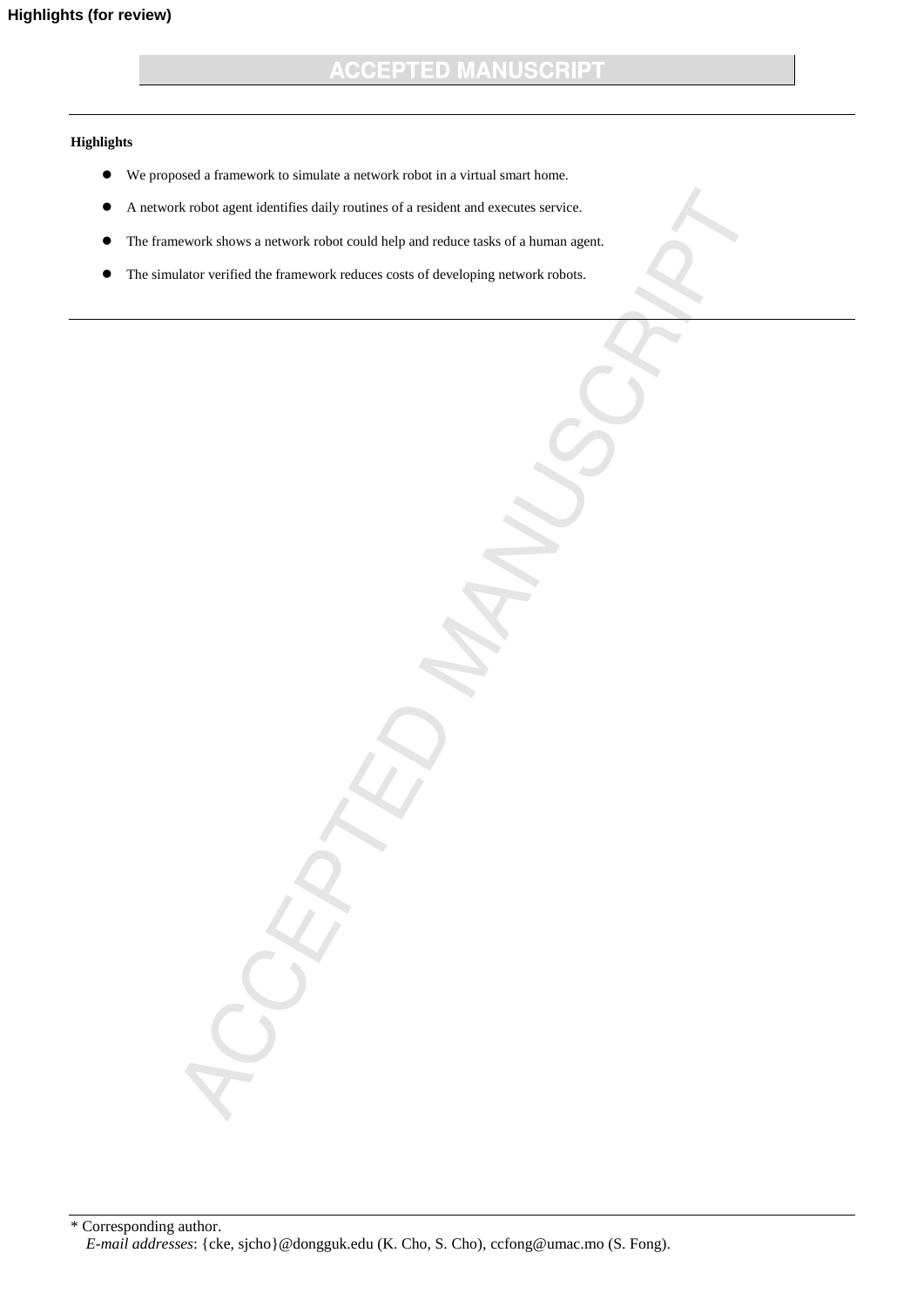**Highlights**

- We proposed a framework to simulate a network robot in a virtual smart home.
- A network robot agent identifies daily routines of a resident and executes service.
- The framework shows a network robot could help and reduce tasks of a human agent.
- The simulator verified the framework reduces costs of developing network robots.

* Corresponding author.
*E-mail addresses*: {cke, sjcho}@dongguk.edu (K. Cho, S. Cho), ccfong@umac.mo (S. Fong).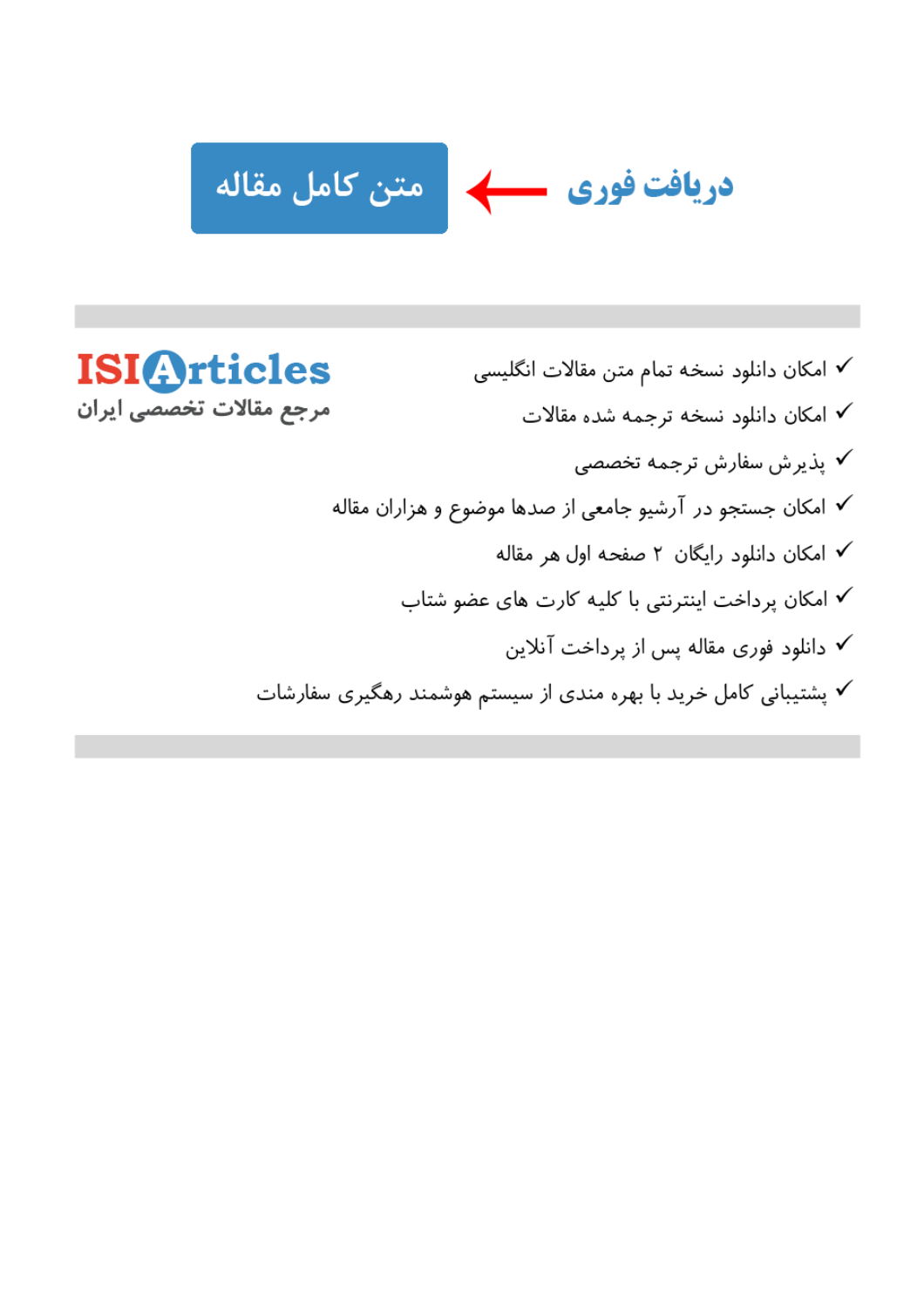دریافت فوری ← متن کامل مقاله

**ISIArticles**
مرجع مقالات تخصصی ایران

- ✓ امکان دانلود نسخه تمام متن مقالات انگلیسی
- ✓ امکان دانلود نسخه ترجمه شده مقالات
- ✓ پذیرش سفارش ترجمه تخصصی
- ✓ امکان جستجو در آرشیو جامعی از صدها موضوع و هزاران مقاله
- ✓ امکان دانلود رایگان ۲ صفحه اول هر مقاله
- ✓ امکان پرداخت اینترنتی با کلیه کارت های عضو شتاب
- ✓ دانلود فوری مقاله پس از پرداخت آنلاین
- ✓ پشتیبانی کامل خرید با بهره مندی از سیستم هوشمند رهگیری سفارشات